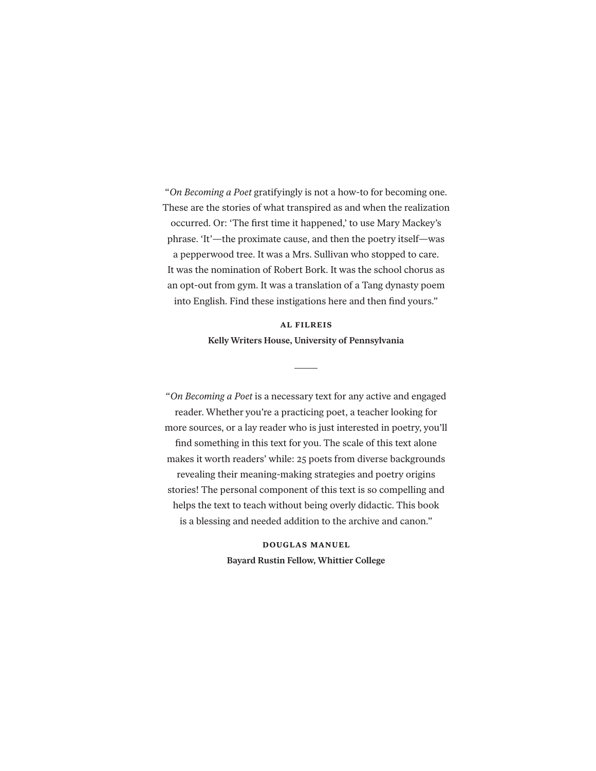"*On Becoming a Poet* gratifyingly is not a how-to for becoming one. These are the stories of what transpired as and when the realization occurred. Or: 'The first time it happened,' to use Mary Mackey's phrase. 'It'—the proximate cause, and then the poetry itself—was a pepperwood tree. It was a Mrs. Sullivan who stopped to care. It was the nomination of Robert Bork. It was the school chorus as an opt-out from gym. It was a translation of a Tang dynasty poem into English. Find these instigations here and then find yours."

**AL FILREIS**

**Kelly Writers House, University of Pennsylvania**

---

"*On Becoming a Poet* is a necessary text for any active and engaged reader. Whether you're a practicing poet, a teacher looking for more sources, or a lay reader who is just interested in poetry, you'll find something in this text for you. The scale of this text alone makes it worth readers' while: 25 poets from diverse backgrounds revealing their meaning-making strategies and poetry origins stories! The personal component of this text is so compelling and helps the text to teach without being overly didactic. This book is a blessing and needed addition to the archive and canon."

**DOUGLAS MANUEL**

**Bayard Rustin Fellow, Whittier College**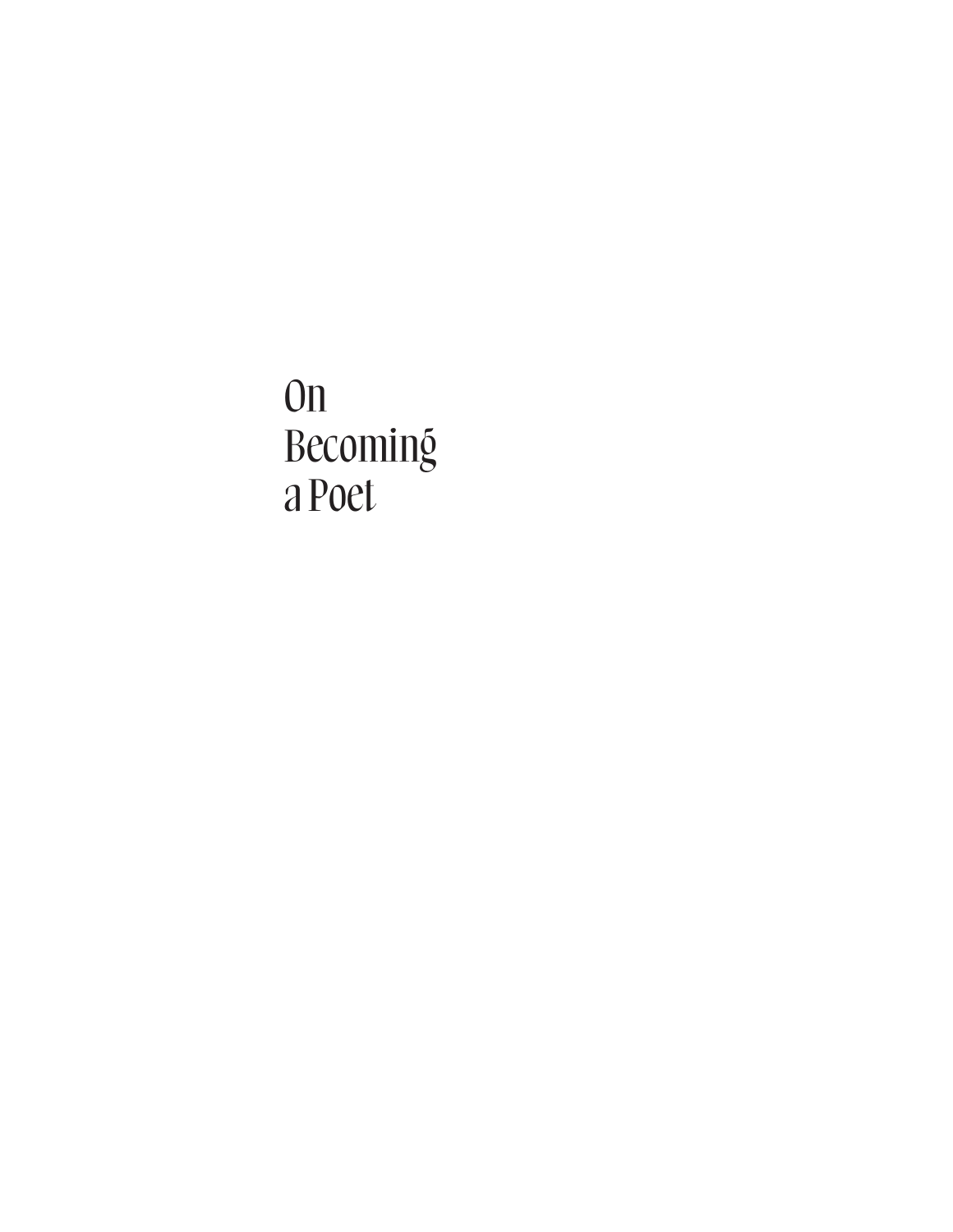# On Becoming a Poet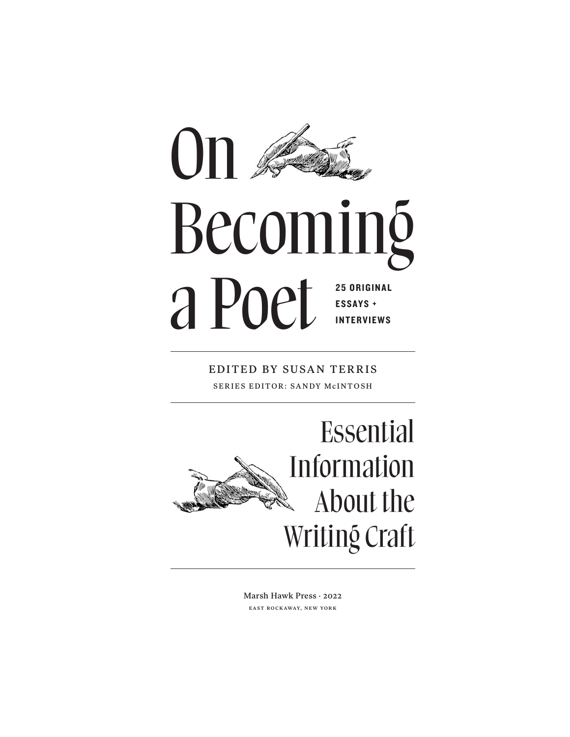# On Becoming a Poet

**25 ORIGINAL ESSAYS + INTERVIEWS**

EDITED BY SUSAN TERRIS

SERIES EDITOR: SANDY McINTOSH

## Essential Information About the Writing Craft

Marsh Hawk Press · 2022

EAST ROCKAWAY, NEW YORK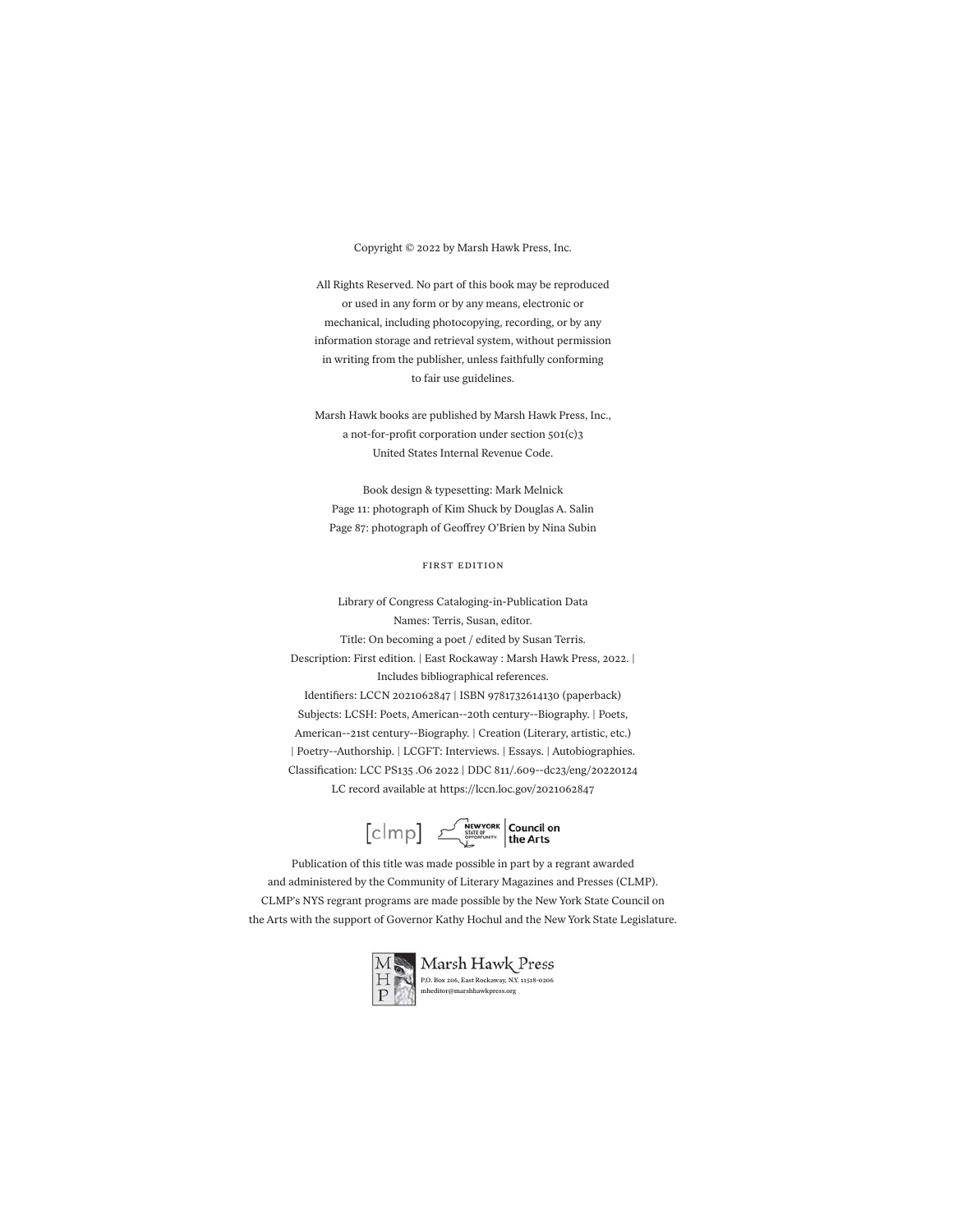Copyright © 2022 by Marsh Hawk Press, Inc.

All Rights Reserved. No part of this book may be reproduced or used in any form or by any means, electronic or mechanical, including photocopying, recording, or by any information storage and retrieval system, without permission in writing from the publisher, unless faithfully conforming to fair use guidelines.

Marsh Hawk books are published by Marsh Hawk Press, Inc., a not-for-profit corporation under section 501(c)3 United States Internal Revenue Code.

Book design & typesetting: Mark Melnick
Page 11: photograph of Kim Shuck by Douglas A. Salin
Page 87: photograph of Geoffrey O'Brien by Nina Subin

FIRST EDITION

Library of Congress Cataloging-in-Publication Data
Names: Terris, Susan, editor.
Title: On becoming a poet / edited by Susan Terris.
Description: First edition. | East Rockaway : Marsh Hawk Press, 2022. | Includes bibliographical references.
Identifiers: LCCN 2021062847 | ISBN 9781732614130 (paperback)
Subjects: LCSH: Poets, American--20th century--Biography. | Poets, American--21st century--Biography. | Creation (Literary, artistic, etc.) | Poetry--Authorship. | LCGFT: Interviews. | Essays. | Autobiographies.
Classification: LCC PS135 .O6 2022 | DDC 811/.609--dc23/eng/20220124
LC record available at https://lccn.loc.gov/2021062847

[clmp] NEW YORK STATE OF OPPORTUNITY. Council on the Arts

Publication of this title was made possible in part by a regrant awarded and administered by the Community of Literary Magazines and Presses (CLMP). CLMP's NYS regrant programs are made possible by the New York State Council on the Arts with the support of Governor Kathy Hochul and the New York State Legislature.

Marsh Hawk Press
P.O. Box 206, East Rockaway, N.Y. 11518-0206
mheditor@marshhawkpress.org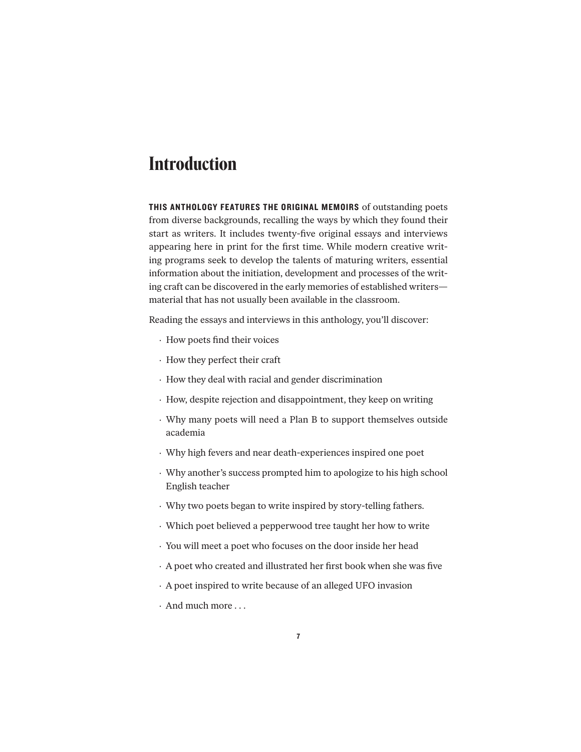# Introduction

**THIS ANTHOLOGY FEATURES THE ORIGINAL MEMOIRS** of outstanding poets from diverse backgrounds, recalling the ways by which they found their start as writers. It includes twenty-five original essays and interviews appearing here in print for the first time. While modern creative writing programs seek to develop the talents of maturing writers, essential information about the initiation, development and processes of the writing craft can be discovered in the early memories of established writers—material that has not usually been available in the classroom.

Reading the essays and interviews in this anthology, you'll discover:

- How poets find their voices
- How they perfect their craft
- How they deal with racial and gender discrimination
- How, despite rejection and disappointment, they keep on writing
- Why many poets will need a Plan B to support themselves outside academia
- Why high fevers and near death-experiences inspired one poet
- Why another's success prompted him to apologize to his high school English teacher
- Why two poets began to write inspired by story-telling fathers.
- Which poet believed a pepperwood tree taught her how to write
- You will meet a poet who focuses on the door inside her head
- A poet who created and illustrated her first book when she was five
- A poet inspired to write because of an alleged UFO invasion
- And much more . . .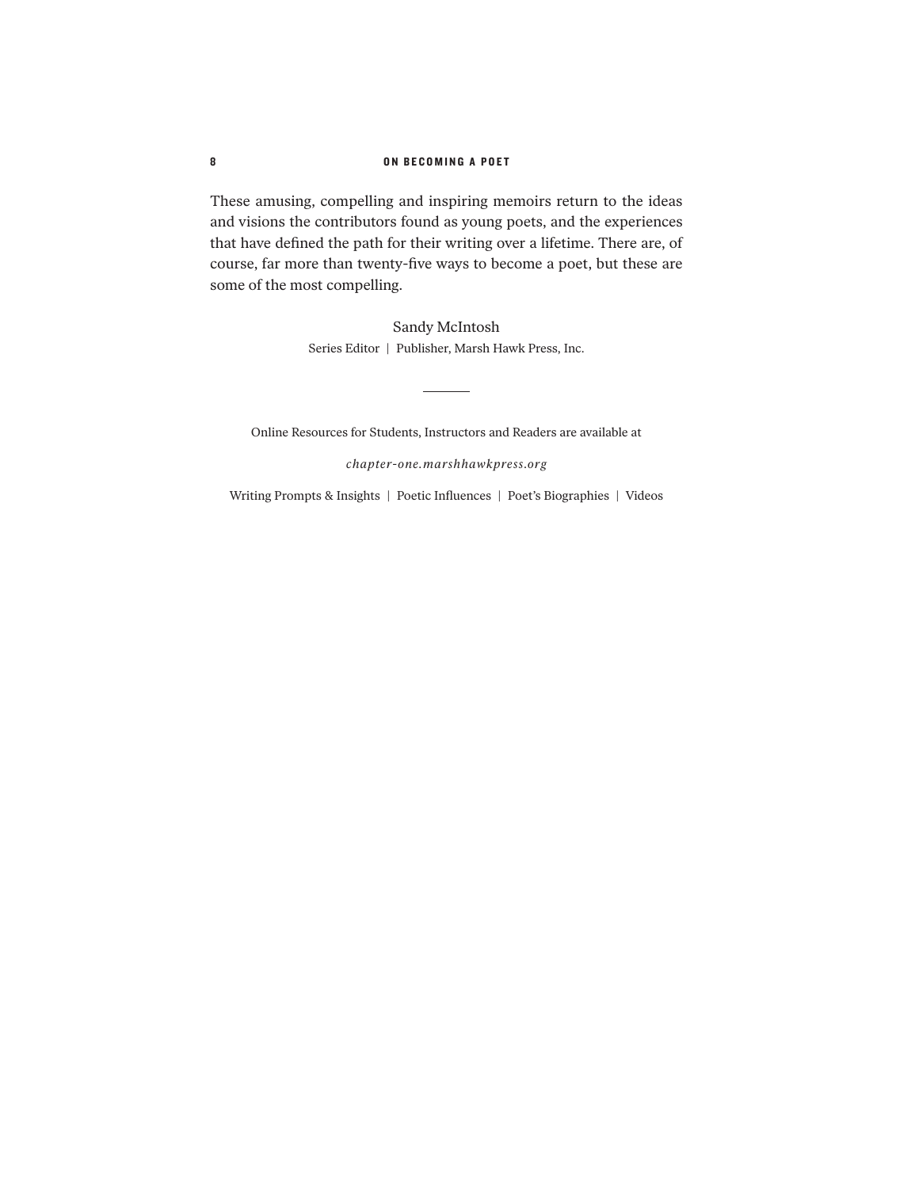These amusing, compelling and inspiring memoirs return to the ideas and visions the contributors found as young poets, and the experiences that have defined the path for their writing over a lifetime. There are, of course, far more than twenty-five ways to become a poet, but these are some of the most compelling.

Sandy McIntosh
Series Editor | Publisher, Marsh Hawk Press, Inc.

---

Online Resources for Students, Instructors and Readers are available at

*chapter-one.marshhawkpress.org*

Writing Prompts & Insights | Poetic Influences | Poet's Biographies | Videos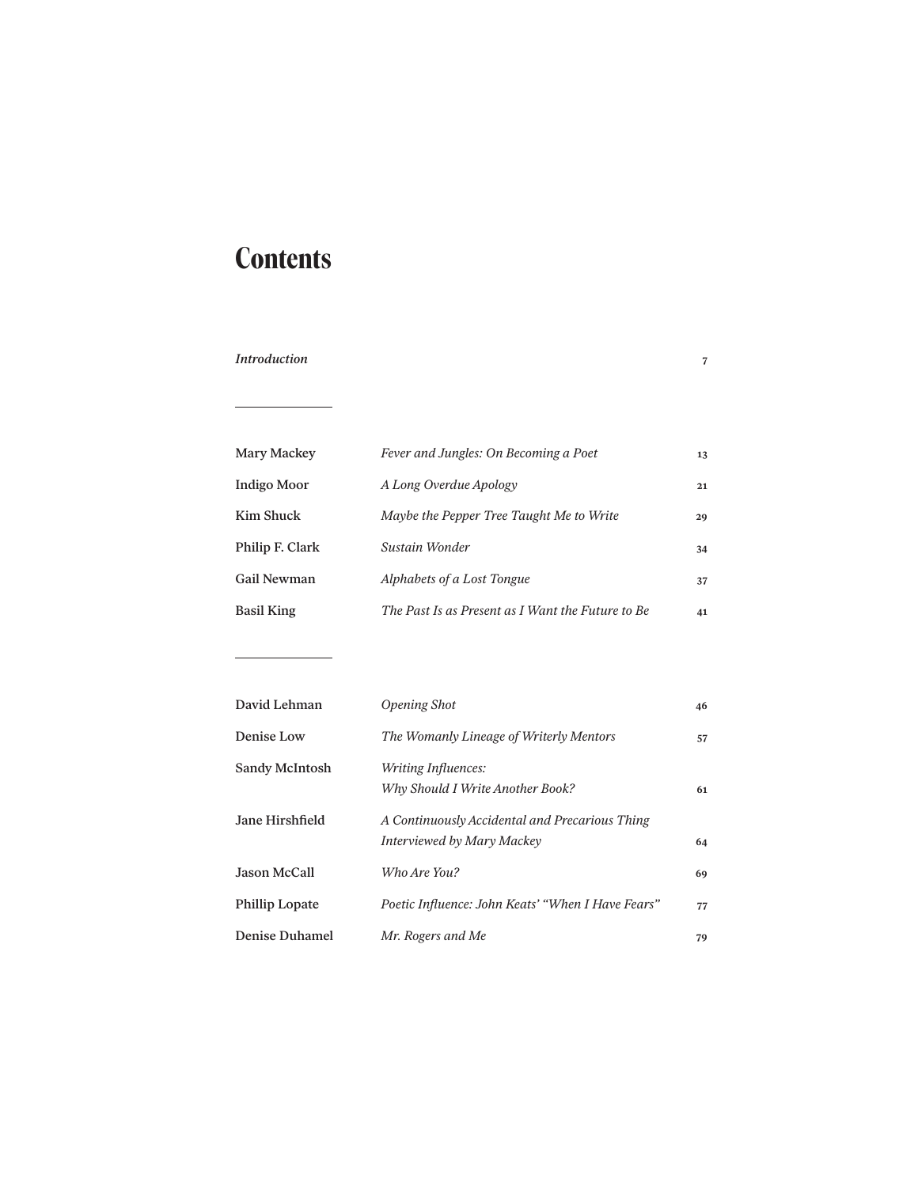# Contents

| | | |
|---|---|---|
| *Introduction* | | 7 |

---

| | | |
|---|---|---|
| Mary Mackey | *Fever and Jungles: On Becoming a Poet* | 13 |
| Indigo Moor | *A Long Overdue Apology* | 21 |
| Kim Shuck | *Maybe the Pepper Tree Taught Me to Write* | 29 |
| Philip F. Clark | *Sustain Wonder* | 34 |
| Gail Newman | *Alphabets of a Lost Tongue* | 37 |
| Basil King | *The Past Is as Present as I Want the Future to Be* | 41 |

---

| | | |
|---|---|---|
| David Lehman | *Opening Shot* | 46 |
| Denise Low | *The Womanly Lineage of Writerly Mentors* | 57 |
| Sandy McIntosh | *Writing Influences: Why Should I Write Another Book?* | 61 |
| Jane Hirshfield | *A Continuously Accidental and Precarious Thing Interviewed by Mary Mackey* | 64 |
| Jason McCall | *Who Are You?* | 69 |
| Phillip Lopate | *Poetic Influence: John Keats' "When I Have Fears"* | 77 |
| Denise Duhamel | *Mr. Rogers and Me* | 79 |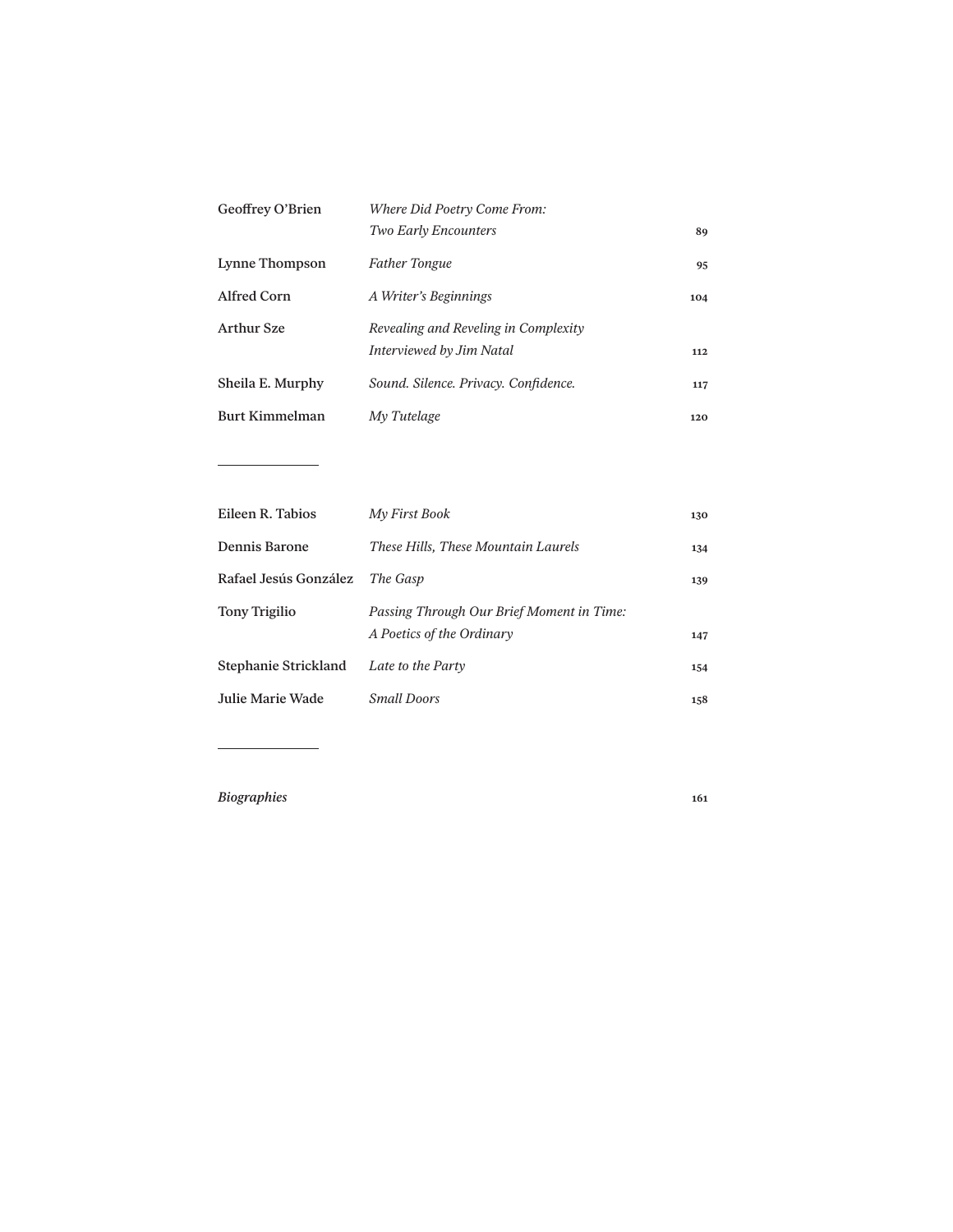| | | |
|---|---|---|
| Geoffrey O'Brien | *Where Did Poetry Come From: Two Early Encounters* | 89 |
| Lynne Thompson | *Father Tongue* | 95 |
| Alfred Corn | *A Writer's Beginnings* | 104 |
| Arthur Sze | *Revealing and Reveling in Complexity Interviewed by Jim Natal* | 112 |
| Sheila E. Murphy | *Sound. Silence. Privacy. Confidence.* | 117 |
| Burt Kimmelman | *My Tutelage* | 120 |

---

| | | |
|---|---|---|
| Eileen R. Tabios | *My First Book* | 130 |
| Dennis Barone | *These Hills, These Mountain Laurels* | 134 |
| Rafael Jesús González | *The Gasp* | 139 |
| Tony Trigilio | *Passing Through Our Brief Moment in Time: A Poetics of the Ordinary* | 147 |
| Stephanie Strickland | *Late to the Party* | 154 |
| Julie Marie Wade | *Small Doors* | 158 |

---

*Biographies* 161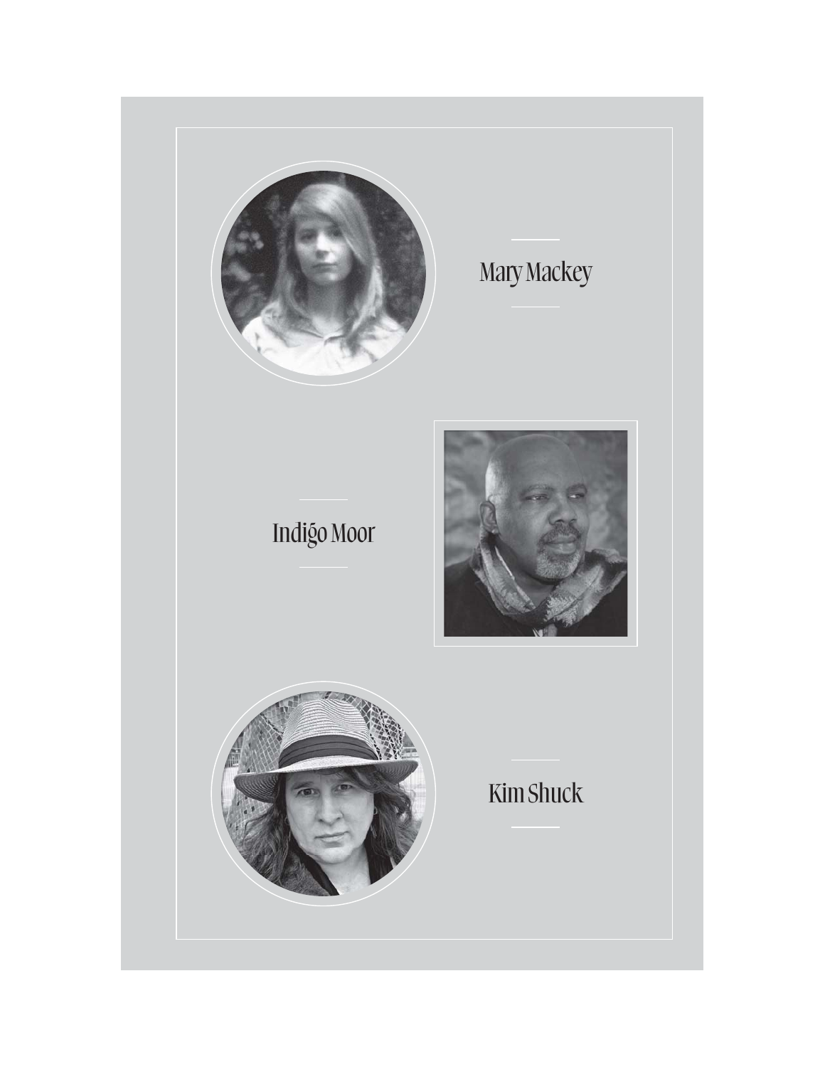Mary Mackey

Indigo Moor

Kim Shuck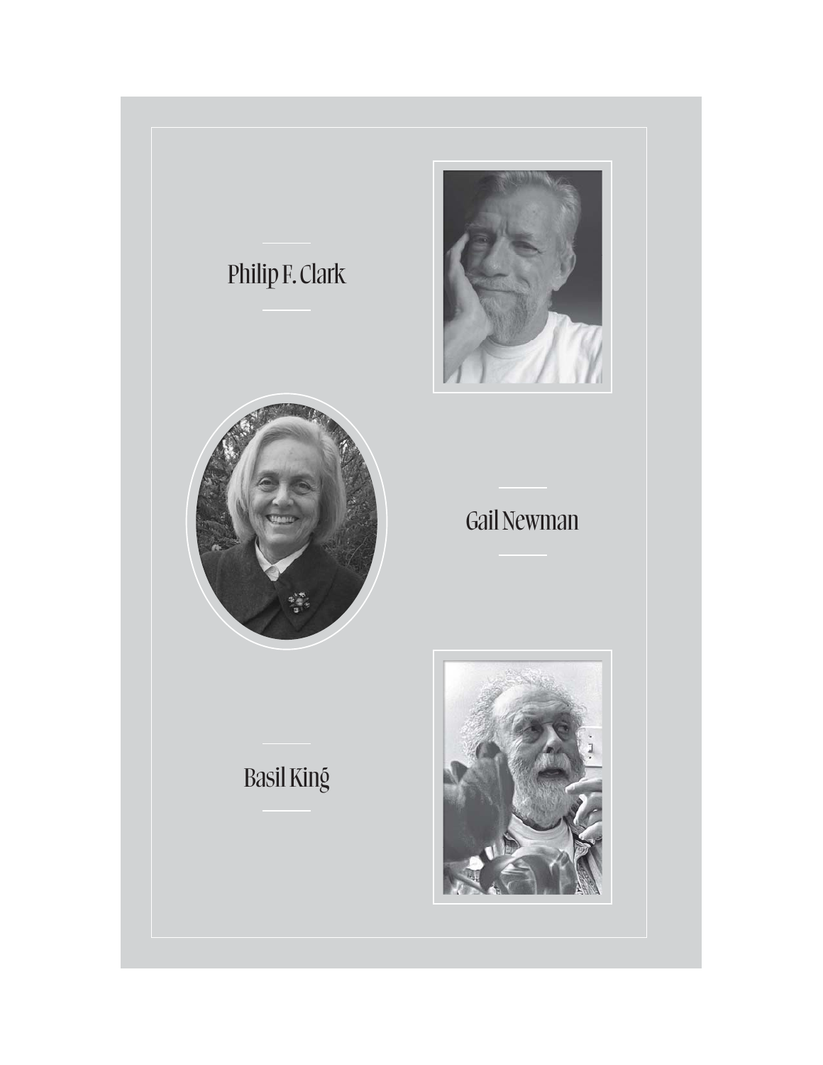Philip F. Clark

Gail Newman

Basil King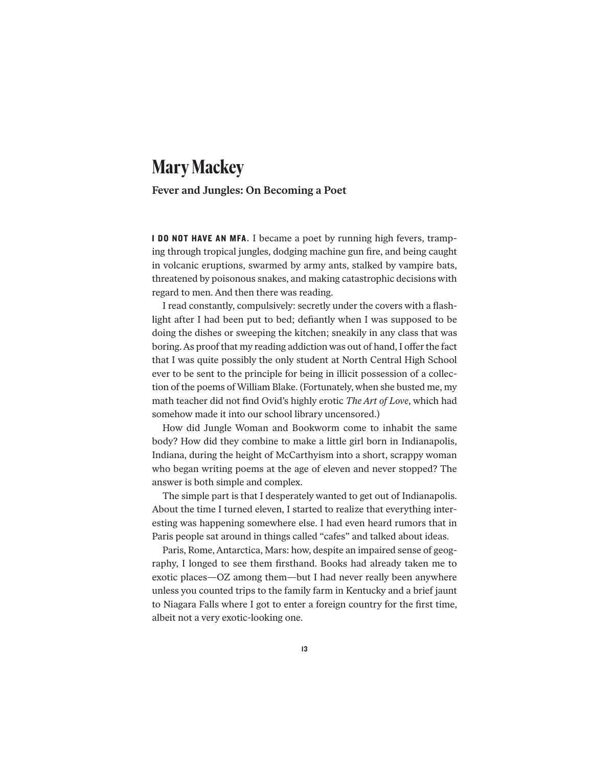# Mary Mackey

## Fever and Jungles: On Becoming a Poet

**I DO NOT HAVE AN MFA.** I became a poet by running high fevers, tramping through tropical jungles, dodging machine gun fire, and being caught in volcanic eruptions, swarmed by army ants, stalked by vampire bats, threatened by poisonous snakes, and making catastrophic decisions with regard to men. And then there was reading.

I read constantly, compulsively: secretly under the covers with a flashlight after I had been put to bed; defiantly when I was supposed to be doing the dishes or sweeping the kitchen; sneakily in any class that was boring. As proof that my reading addiction was out of hand, I offer the fact that I was quite possibly the only student at North Central High School ever to be sent to the principle for being in illicit possession of a collection of the poems of William Blake. (Fortunately, when she busted me, my math teacher did not find Ovid's highly erotic *The Art of Love*, which had somehow made it into our school library uncensored.)

How did Jungle Woman and Bookworm come to inhabit the same body? How did they combine to make a little girl born in Indianapolis, Indiana, during the height of McCarthyism into a short, scrappy woman who began writing poems at the age of eleven and never stopped? The answer is both simple and complex.

The simple part is that I desperately wanted to get out of Indianapolis. About the time I turned eleven, I started to realize that everything interesting was happening somewhere else. I had even heard rumors that in Paris people sat around in things called "cafes" and talked about ideas.

Paris, Rome, Antarctica, Mars: how, despite an impaired sense of geography, I longed to see them firsthand. Books had already taken me to exotic places—OZ among them—but I had never really been anywhere unless you counted trips to the family farm in Kentucky and a brief jaunt to Niagara Falls where I got to enter a foreign country for the first time, albeit not a very exotic-looking one.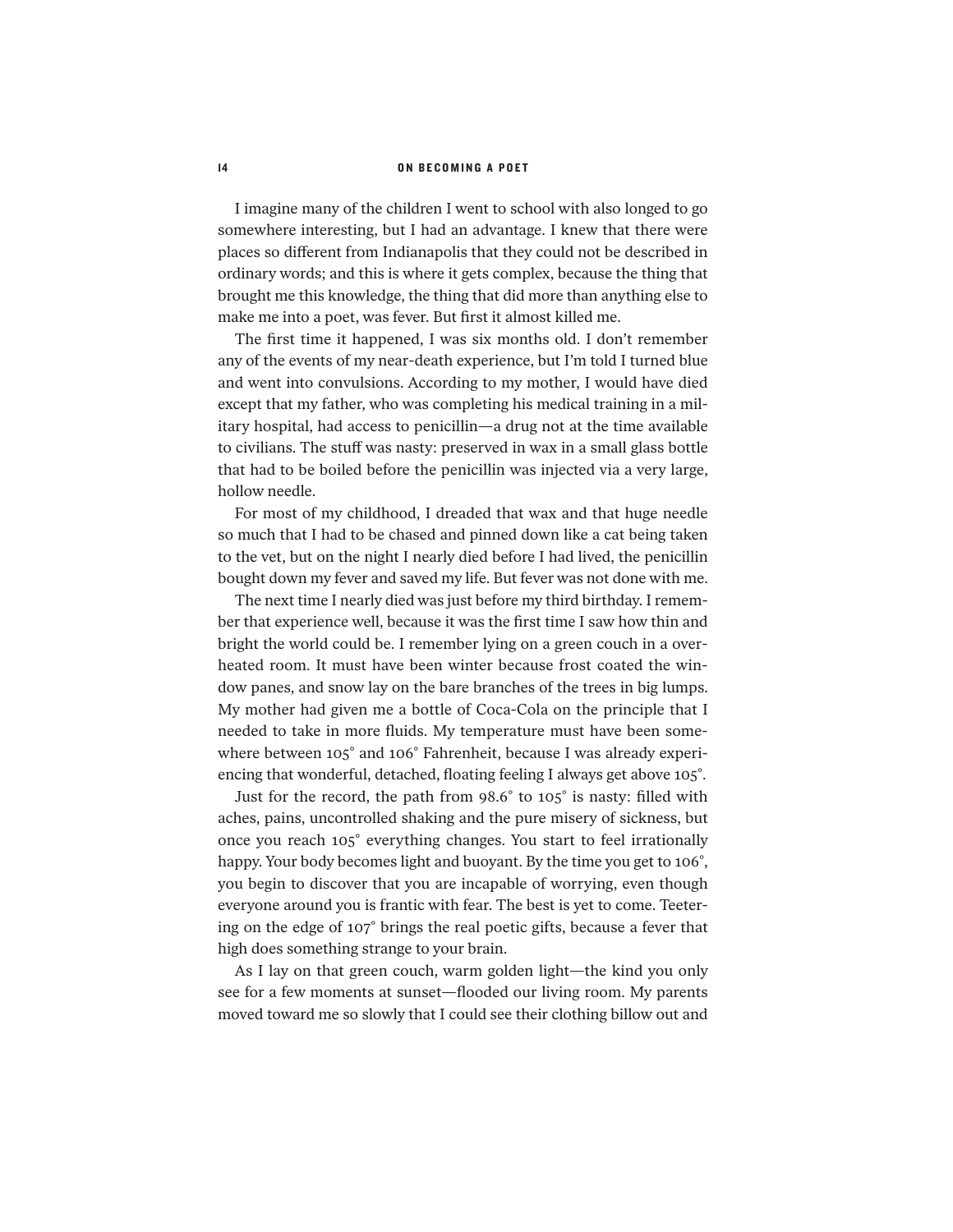I imagine many of the children I went to school with also longed to go somewhere interesting, but I had an advantage. I knew that there were places so different from Indianapolis that they could not be described in ordinary words; and this is where it gets complex, because the thing that brought me this knowledge, the thing that did more than anything else to make me into a poet, was fever. But first it almost killed me.

The first time it happened, I was six months old. I don't remember any of the events of my near-death experience, but I'm told I turned blue and went into convulsions. According to my mother, I would have died except that my father, who was completing his medical training in a military hospital, had access to penicillin—a drug not at the time available to civilians. The stuff was nasty: preserved in wax in a small glass bottle that had to be boiled before the penicillin was injected via a very large, hollow needle.

For most of my childhood, I dreaded that wax and that huge needle so much that I had to be chased and pinned down like a cat being taken to the vet, but on the night I nearly died before I had lived, the penicillin bought down my fever and saved my life. But fever was not done with me.

The next time I nearly died was just before my third birthday. I remember that experience well, because it was the first time I saw how thin and bright the world could be. I remember lying on a green couch in a overheated room. It must have been winter because frost coated the window panes, and snow lay on the bare branches of the trees in big lumps. My mother had given me a bottle of Coca-Cola on the principle that I needed to take in more fluids. My temperature must have been somewhere between 105° and 106° Fahrenheit, because I was already experiencing that wonderful, detached, floating feeling I always get above 105°.

Just for the record, the path from 98.6° to 105° is nasty: filled with aches, pains, uncontrolled shaking and the pure misery of sickness, but once you reach 105° everything changes. You start to feel irrationally happy. Your body becomes light and buoyant. By the time you get to 106°, you begin to discover that you are incapable of worrying, even though everyone around you is frantic with fear. The best is yet to come. Teetering on the edge of 107° brings the real poetic gifts, because a fever that high does something strange to your brain.

As I lay on that green couch, warm golden light—the kind you only see for a few moments at sunset—flooded our living room. My parents moved toward me so slowly that I could see their clothing billow out and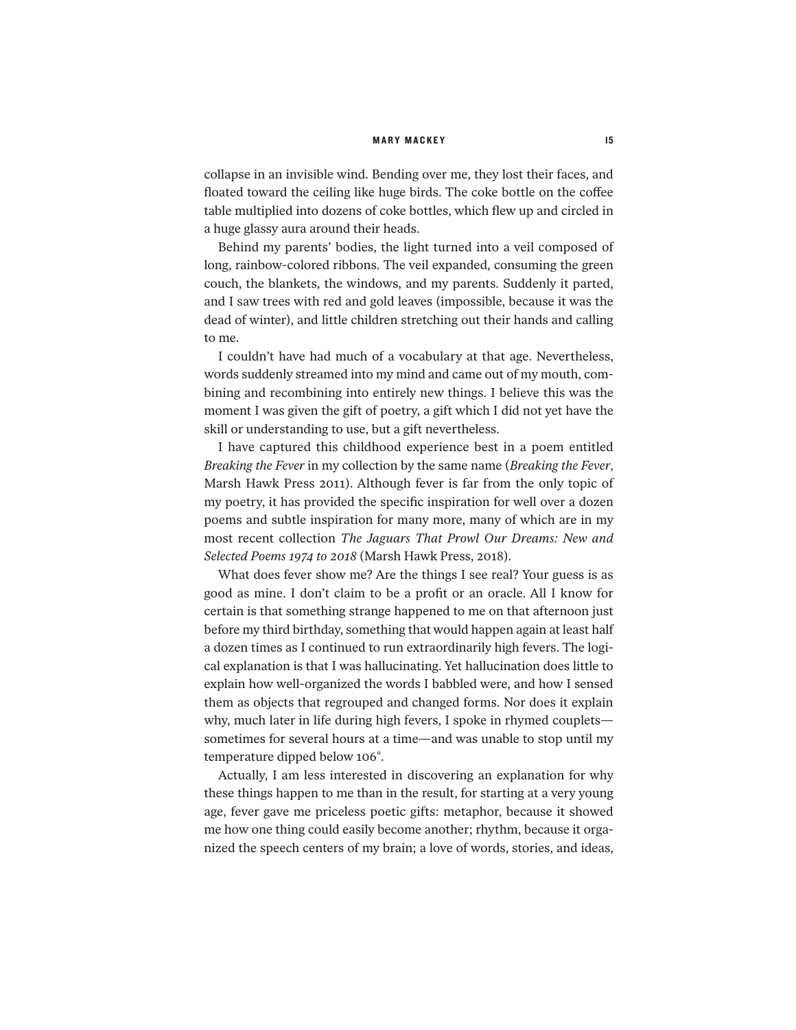collapse in an invisible wind. Bending over me, they lost their faces, and floated toward the ceiling like huge birds. The coke bottle on the coffee table multiplied into dozens of coke bottles, which flew up and circled in a huge glassy aura around their heads.

Behind my parents' bodies, the light turned into a veil composed of long, rainbow-colored ribbons. The veil expanded, consuming the green couch, the blankets, the windows, and my parents. Suddenly it parted, and I saw trees with red and gold leaves (impossible, because it was the dead of winter), and little children stretching out their hands and calling to me.

I couldn't have had much of a vocabulary at that age. Nevertheless, words suddenly streamed into my mind and came out of my mouth, combining and recombining into entirely new things. I believe this was the moment I was given the gift of poetry, a gift which I did not yet have the skill or understanding to use, but a gift nevertheless.

I have captured this childhood experience best in a poem entitled *Breaking the Fever* in my collection by the same name (*Breaking the Fever*, Marsh Hawk Press 2011). Although fever is far from the only topic of my poetry, it has provided the specific inspiration for well over a dozen poems and subtle inspiration for many more, many of which are in my most recent collection *The Jaguars That Prowl Our Dreams: New and Selected Poems 1974 to 2018* (Marsh Hawk Press, 2018).

What does fever show me? Are the things I see real? Your guess is as good as mine. I don't claim to be a profit or an oracle. All I know for certain is that something strange happened to me on that afternoon just before my third birthday, something that would happen again at least half a dozen times as I continued to run extraordinarily high fevers. The logical explanation is that I was hallucinating. Yet hallucination does little to explain how well-organized the words I babbled were, and how I sensed them as objects that regrouped and changed forms. Nor does it explain why, much later in life during high fevers, I spoke in rhymed couplets—sometimes for several hours at a time—and was unable to stop until my temperature dipped below 106°.

Actually, I am less interested in discovering an explanation for why these things happen to me than in the result, for starting at a very young age, fever gave me priceless poetic gifts: metaphor, because it showed me how one thing could easily become another; rhythm, because it organized the speech centers of my brain; a love of words, stories, and ideas,